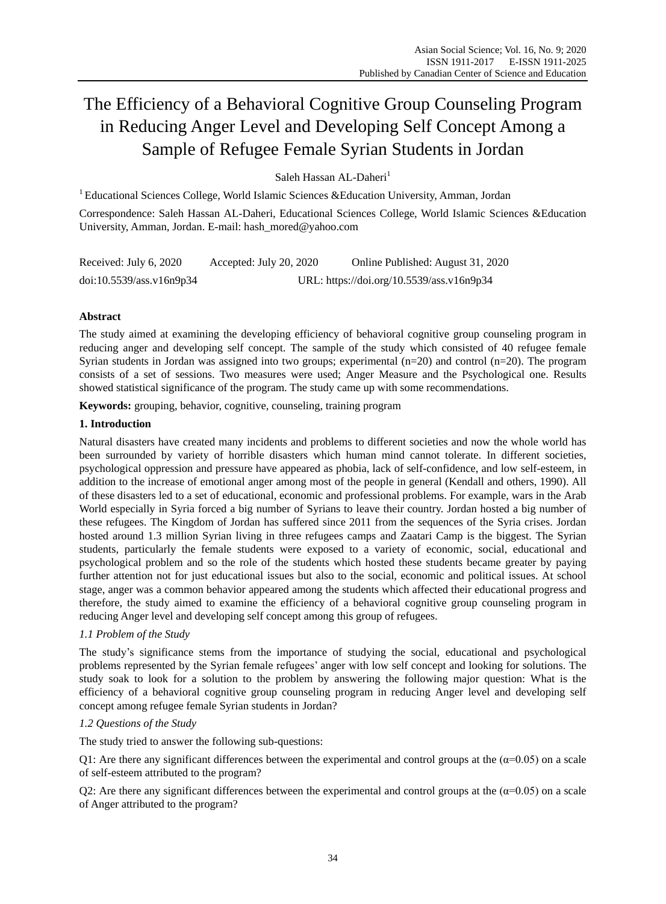# The Efficiency of a Behavioral Cognitive Group Counseling Program in Reducing Anger Level and Developing Self Concept Among a Sample of Refugee Female Syrian Students in Jordan

Saleh Hassan AL-Daheri[1]

[1] Educational Sciences College, World Islamic Sciences &Education University, Amman, Jordan

Correspondence: Saleh Hassan AL-Daheri, Educational Sciences College, World Islamic Sciences &Education University, Amman, Jordan. E-mail: hash_mored@yahoo.com

Received: July 6, 2020 Accepted: July 20, 2020 Online Published: August 31, 2020

doi:10.5539/ass.v16n9p34 URL: https://doi.org/10.5539/ass.v16n9p34

**Abstract**

The study aimed at examining the developing efficiency of behavioral cognitive group counseling program in reducing anger and developing self concept. The sample of the study which consisted of 40 refugee female Syrian students in Jordan was assigned into two groups; experimental (n=20) and control (n=20). The program consists of a set of sessions. Two measures were used; Anger Measure and the Psychological one. Results showed statistical significance of the program. The study came up with some recommendations.

**Keywords:** grouping, behavior, cognitive, counseling, training program

## 1. Introduction

Natural disasters have created many incidents and problems to different societies and now the whole world has been surrounded by variety of horrible disasters which human mind cannot tolerate. In different societies, psychological oppression and pressure have appeared as phobia, lack of self-confidence, and low self-esteem, in addition to the increase of emotional anger among most of the people in general (Kendall and others, 1990). All of these disasters led to a set of educational, economic and professional problems. For example, wars in the Arab World especially in Syria forced a big number of Syrians to leave their country. Jordan hosted a big number of these refugees. The Kingdom of Jordan has suffered since 2011 from the sequences of the Syria crises. Jordan hosted around 1.3 million Syrian living in three refugees camps and Zaatari Camp is the biggest. The Syrian students, particularly the female students were exposed to a variety of economic, social, educational and psychological problem and so the role of the students which hosted these students became greater by paying further attention not for just educational issues but also to the social, economic and political issues. At school stage, anger was a common behavior appeared among the students which affected their educational progress and therefore, the study aimed to examine the efficiency of a behavioral cognitive group counseling program in reducing Anger level and developing self concept among this group of refugees.

### *1.1 Problem of the Study*

The study's significance stems from the importance of studying the social, educational and psychological problems represented by the Syrian female refugees' anger with low self concept and looking for solutions. The study soak to look for a solution to the problem by answering the following major question: What is the efficiency of a behavioral cognitive group counseling program in reducing Anger level and developing self concept among refugee female Syrian students in Jordan?

### *1.2 Questions of the Study*

The study tried to answer the following sub-questions:

Q1: Are there any significant differences between the experimental and control groups at the ($\alpha$=0.05) on a scale of self-esteem attributed to the program?

Q2: Are there any significant differences between the experimental and control groups at the ($\alpha$=0.05) on a scale of Anger attributed to the program?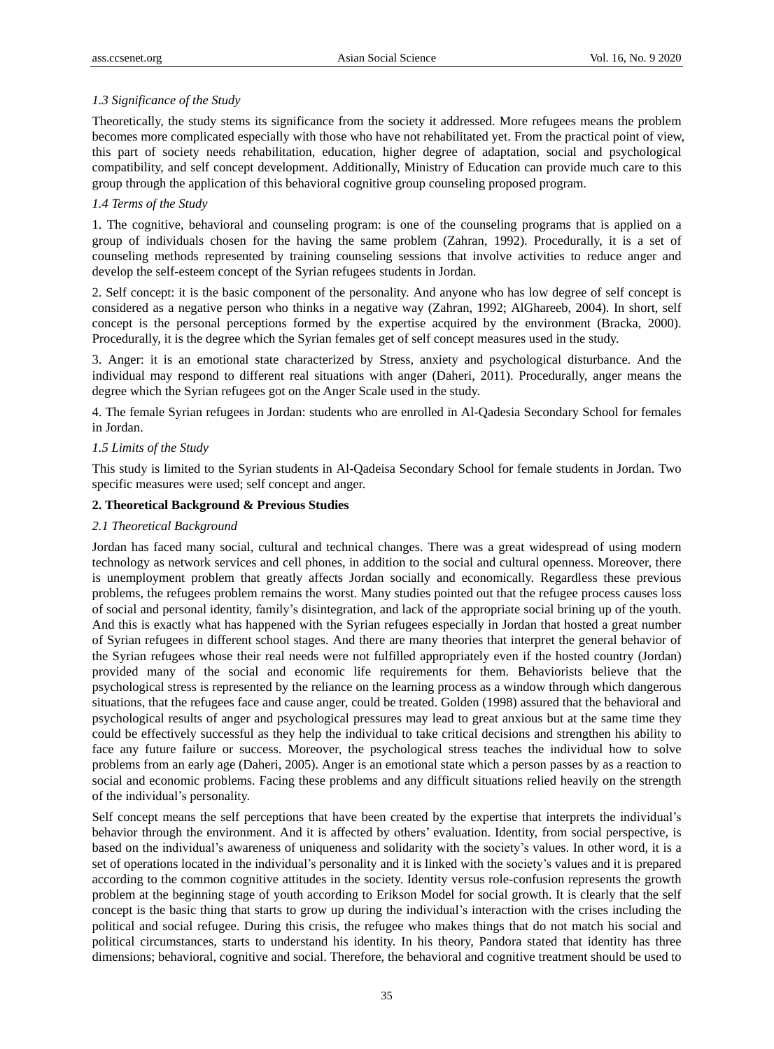### *1.3 Significance of the Study*

Theoretically, the study stems its significance from the society it addressed. More refugees means the problem becomes more complicated especially with those who have not rehabilitated yet. From the practical point of view, this part of society needs rehabilitation, education, higher degree of adaptation, social and psychological compatibility, and self concept development. Additionally, Ministry of Education can provide much care to this group through the application of this behavioral cognitive group counseling proposed program.

### *1.4 Terms of the Study*

1. The cognitive, behavioral and counseling program: is one of the counseling programs that is applied on a group of individuals chosen for the having the same problem (Zahran, 1992). Procedurally, it is a set of counseling methods represented by training counseling sessions that involve activities to reduce anger and develop the self-esteem concept of the Syrian refugees students in Jordan.

2. Self concept: it is the basic component of the personality. And anyone who has low degree of self concept is considered as a negative person who thinks in a negative way (Zahran, 1992; AlGhareeb, 2004). In short, self concept is the personal perceptions formed by the expertise acquired by the environment (Bracka, 2000). Procedurally, it is the degree which the Syrian females get of self concept measures used in the study.

3. Anger: it is an emotional state characterized by Stress, anxiety and psychological disturbance. And the individual may respond to different real situations with anger (Daheri, 2011). Procedurally, anger means the degree which the Syrian refugees got on the Anger Scale used in the study.

4. The female Syrian refugees in Jordan: students who are enrolled in Al-Qadesia Secondary School for females in Jordan.

### *1.5 Limits of the Study*

This study is limited to the Syrian students in Al-Qadeisa Secondary School for female students in Jordan. Two specific measures were used; self concept and anger.

## **2. Theoretical Background & Previous Studies**

### *2.1 Theoretical Background*

Jordan has faced many social, cultural and technical changes. There was a great widespread of using modern technology as network services and cell phones, in addition to the social and cultural openness. Moreover, there is unemployment problem that greatly affects Jordan socially and economically. Regardless these previous problems, the refugees problem remains the worst. Many studies pointed out that the refugee process causes loss of social and personal identity, family's disintegration, and lack of the appropriate social brining up of the youth. And this is exactly what has happened with the Syrian refugees especially in Jordan that hosted a great number of Syrian refugees in different school stages. And there are many theories that interpret the general behavior of the Syrian refugees whose their real needs were not fulfilled appropriately even if the hosted country (Jordan) provided many of the social and economic life requirements for them. Behaviorists believe that the psychological stress is represented by the reliance on the learning process as a window through which dangerous situations, that the refugees face and cause anger, could be treated. Golden (1998) assured that the behavioral and psychological results of anger and psychological pressures may lead to great anxious but at the same time they could be effectively successful as they help the individual to take critical decisions and strengthen his ability to face any future failure or success. Moreover, the psychological stress teaches the individual how to solve problems from an early age (Daheri, 2005). Anger is an emotional state which a person passes by as a reaction to social and economic problems. Facing these problems and any difficult situations relied heavily on the strength of the individual's personality.

Self concept means the self perceptions that have been created by the expertise that interprets the individual's behavior through the environment. And it is affected by others' evaluation. Identity, from social perspective, is based on the individual's awareness of uniqueness and solidarity with the society's values. In other word, it is a set of operations located in the individual's personality and it is linked with the society's values and it is prepared according to the common cognitive attitudes in the society. Identity versus role-confusion represents the growth problem at the beginning stage of youth according to Erikson Model for social growth. It is clearly that the self concept is the basic thing that starts to grow up during the individual's interaction with the crises including the political and social refugee. During this crisis, the refugee who makes things that do not match his social and political circumstances, starts to understand his identity. In his theory, Pandora stated that identity has three dimensions; behavioral, cognitive and social. Therefore, the behavioral and cognitive treatment should be used to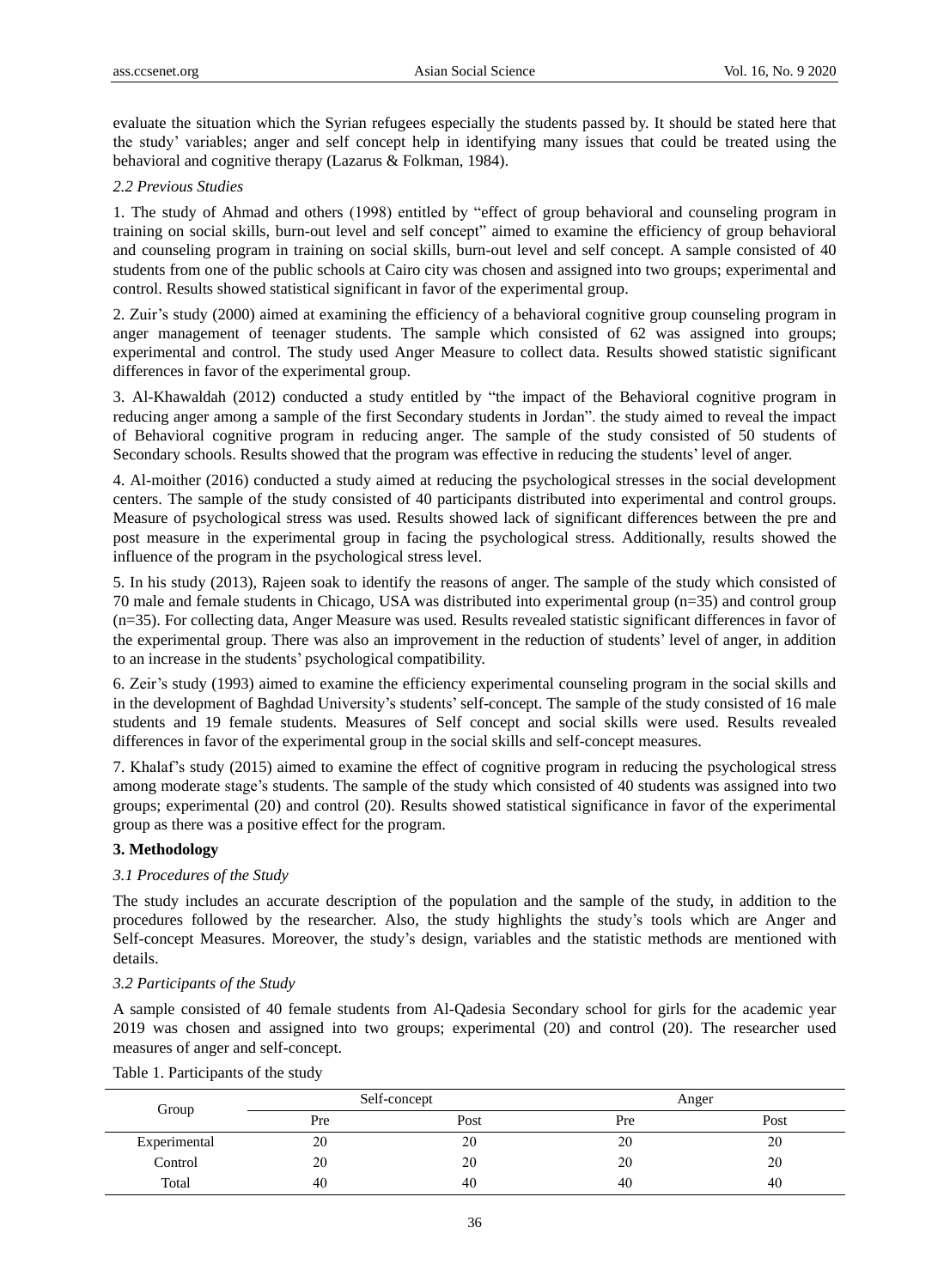evaluate the situation which the Syrian refugees especially the students passed by. It should be stated here that the study' variables; anger and self concept help in identifying many issues that could be treated using the behavioral and cognitive therapy (Lazarus & Folkman, 1984).

### *2.2 Previous Studies*

1. The study of Ahmad and others (1998) entitled by "effect of group behavioral and counseling program in training on social skills, burn-out level and self concept" aimed to examine the efficiency of group behavioral and counseling program in training on social skills, burn-out level and self concept. A sample consisted of 40 students from one of the public schools at Cairo city was chosen and assigned into two groups; experimental and control. Results showed statistical significant in favor of the experimental group.

2. Zuir's study (2000) aimed at examining the efficiency of a behavioral cognitive group counseling program in anger management of teenager students. The sample which consisted of 62 was assigned into groups; experimental and control. The study used Anger Measure to collect data. Results showed statistic significant differences in favor of the experimental group.

3. Al-Khawaldah (2012) conducted a study entitled by "the impact of the Behavioral cognitive program in reducing anger among a sample of the first Secondary students in Jordan". the study aimed to reveal the impact of Behavioral cognitive program in reducing anger. The sample of the study consisted of 50 students of Secondary schools. Results showed that the program was effective in reducing the students' level of anger.

4. Al-moither (2016) conducted a study aimed at reducing the psychological stresses in the social development centers. The sample of the study consisted of 40 participants distributed into experimental and control groups. Measure of psychological stress was used. Results showed lack of significant differences between the pre and post measure in the experimental group in facing the psychological stress. Additionally, results showed the influence of the program in the psychological stress level.

5. In his study (2013), Rajeen soak to identify the reasons of anger. The sample of the study which consisted of 70 male and female students in Chicago, USA was distributed into experimental group (n=35) and control group (n=35). For collecting data, Anger Measure was used. Results revealed statistic significant differences in favor of the experimental group. There was also an improvement in the reduction of students' level of anger, in addition to an increase in the students' psychological compatibility.

6. Zeir's study (1993) aimed to examine the efficiency experimental counseling program in the social skills and in the development of Baghdad University's students' self-concept. The sample of the study consisted of 16 male students and 19 female students. Measures of Self concept and social skills were used. Results revealed differences in favor of the experimental group in the social skills and self-concept measures.

7. Khalaf's study (2015) aimed to examine the effect of cognitive program in reducing the psychological stress among moderate stage's students. The sample of the study which consisted of 40 students was assigned into two groups; experimental (20) and control (20). Results showed statistical significance in favor of the experimental group as there was a positive effect for the program.

## 3. Methodology

### *3.1 Procedures of the Study*

The study includes an accurate description of the population and the sample of the study, in addition to the procedures followed by the researcher. Also, the study highlights the study's tools which are Anger and Self-concept Measures. Moreover, the study's design, variables and the statistic methods are mentioned with details.

### *3.2 Participants of the Study*

A sample consisted of 40 female students from Al-Qadesia Secondary school for girls for the academic year 2019 was chosen and assigned into two groups; experimental (20) and control (20). The researcher used measures of anger and self-concept.

Table 1. Participants of the study

| Group | Self-concept | | Anger | |
|---|---|---|---|---|
| | Pre | Post | Pre | Post |
| Experimental | 20 | 20 | 20 | 20 |
| Control | 20 | 20 | 20 | 20 |
| Total | 40 | 40 | 40 | 40 |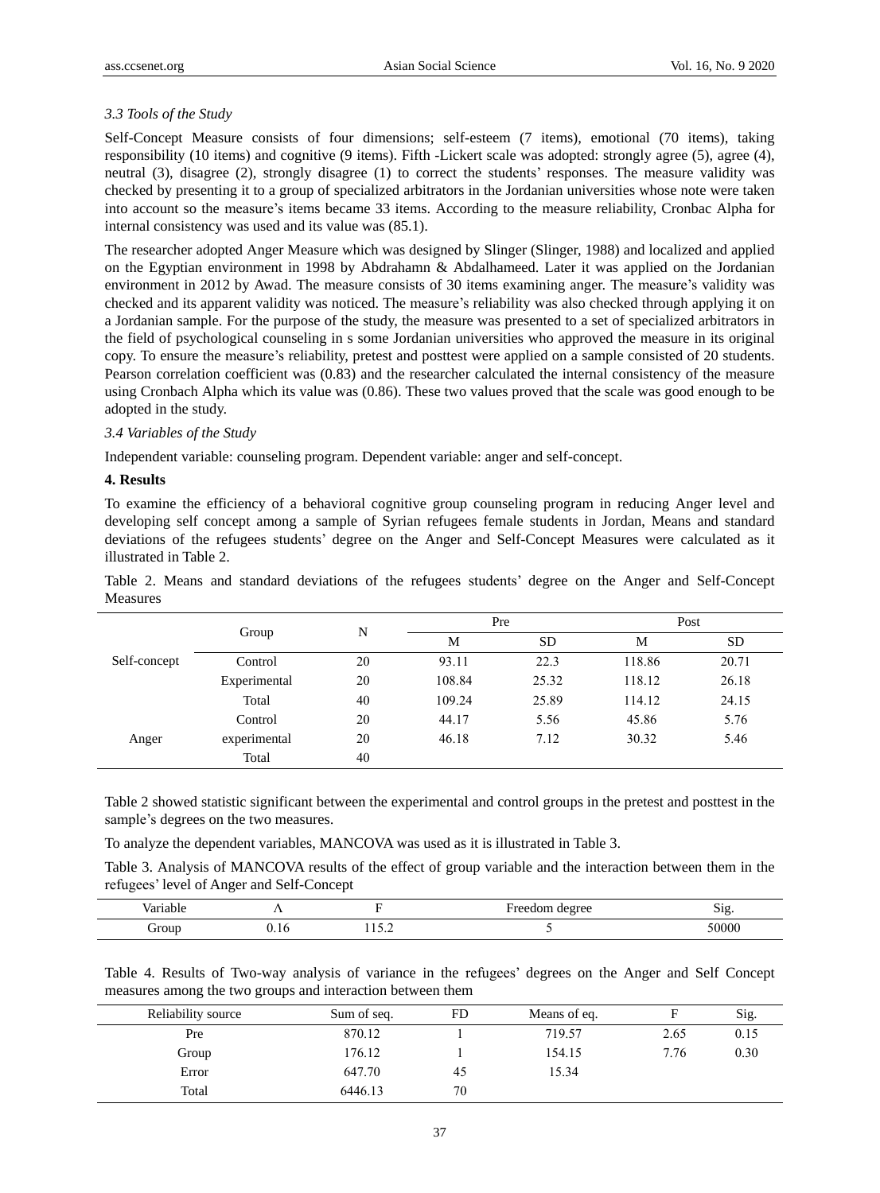### *3.3 Tools of the Study*

Self-Concept Measure consists of four dimensions; self-esteem (7 items), emotional (70 items), taking responsibility (10 items) and cognitive (9 items). Fifth -Lickert scale was adopted: strongly agree (5), agree (4), neutral (3), disagree (2), strongly disagree (1) to correct the students' responses. The measure validity was checked by presenting it to a group of specialized arbitrators in the Jordanian universities whose note were taken into account so the measure's items became 33 items. According to the measure reliability, Cronbac Alpha for internal consistency was used and its value was (85.1).

The researcher adopted Anger Measure which was designed by Slinger (Slinger, 1988) and localized and applied on the Egyptian environment in 1998 by Abdrahamn & Abdalhameed. Later it was applied on the Jordanian environment in 2012 by Awad. The measure consists of 30 items examining anger. The measure's validity was checked and its apparent validity was noticed. The measure's reliability was also checked through applying it on a Jordanian sample. For the purpose of the study, the measure was presented to a set of specialized arbitrators in the field of psychological counseling in s some Jordanian universities who approved the measure in its original copy. To ensure the measure's reliability, pretest and posttest were applied on a sample consisted of 20 students. Pearson correlation coefficient was (0.83) and the researcher calculated the internal consistency of the measure using Cronbach Alpha which its value was (0.86). These two values proved that the scale was good enough to be adopted in the study.

### *3.4 Variables of the Study*

Independent variable: counseling program. Dependent variable: anger and self-concept.

## **4. Results**

To examine the efficiency of a behavioral cognitive group counseling program in reducing Anger level and developing self concept among a sample of Syrian refugees female students in Jordan, Means and standard deviations of the refugees students' degree on the Anger and Self-Concept Measures were calculated as it illustrated in Table 2.

Table 2. Means and standard deviations of the refugees students' degree on the Anger and Self-Concept Measures

| | Group | N | Pre | | Post | |
|---|---|---|---|---|---|---|
| | | | M | SD | M | SD |
| Self-concept | Control | 20 | 93.11 | 22.3 | 118.86 | 20.71 |
| | Experimental | 20 | 108.84 | 25.32 | 118.12 | 26.18 |
| | Total | 40 | 109.24 | 25.89 | 114.12 | 24.15 |
| Anger | Control | 20 | 44.17 | 5.56 | 45.86 | 5.76 |
| | experimental | 20 | 46.18 | 7.12 | 30.32 | 5.46 |
| | Total | 40 | | | | |

Table 2 showed statistic significant between the experimental and control groups in the pretest and posttest in the sample's degrees on the two measures.

To analyze the dependent variables, MANCOVA was used as it is illustrated in Table 3.

Table 3. Analysis of MANCOVA results of the effect of group variable and the interaction between them in the refugees' level of Anger and Self-Concept

| Variable | Λ | F | Freedom degree | Sig. |
|---|---|---|---|---|
| Group | 0.16 | 115.2 | 5 | 50000 |

Table 4. Results of Two-way analysis of variance in the refugees' degrees on the Anger and Self Concept measures among the two groups and interaction between them

| Reliability source | Sum of seq. | FD | Means of eq. | F | Sig. |
|---|---|---|---|---|---|
| Pre | 870.12 | 1 | 719.57 | 2.65 | 0.15 |
| Group | 176.12 | 1 | 154.15 | 7.76 | 0.30 |
| Error | 647.70 | 45 | 15.34 | | |
| Total | 6446.13 | 70 | | | |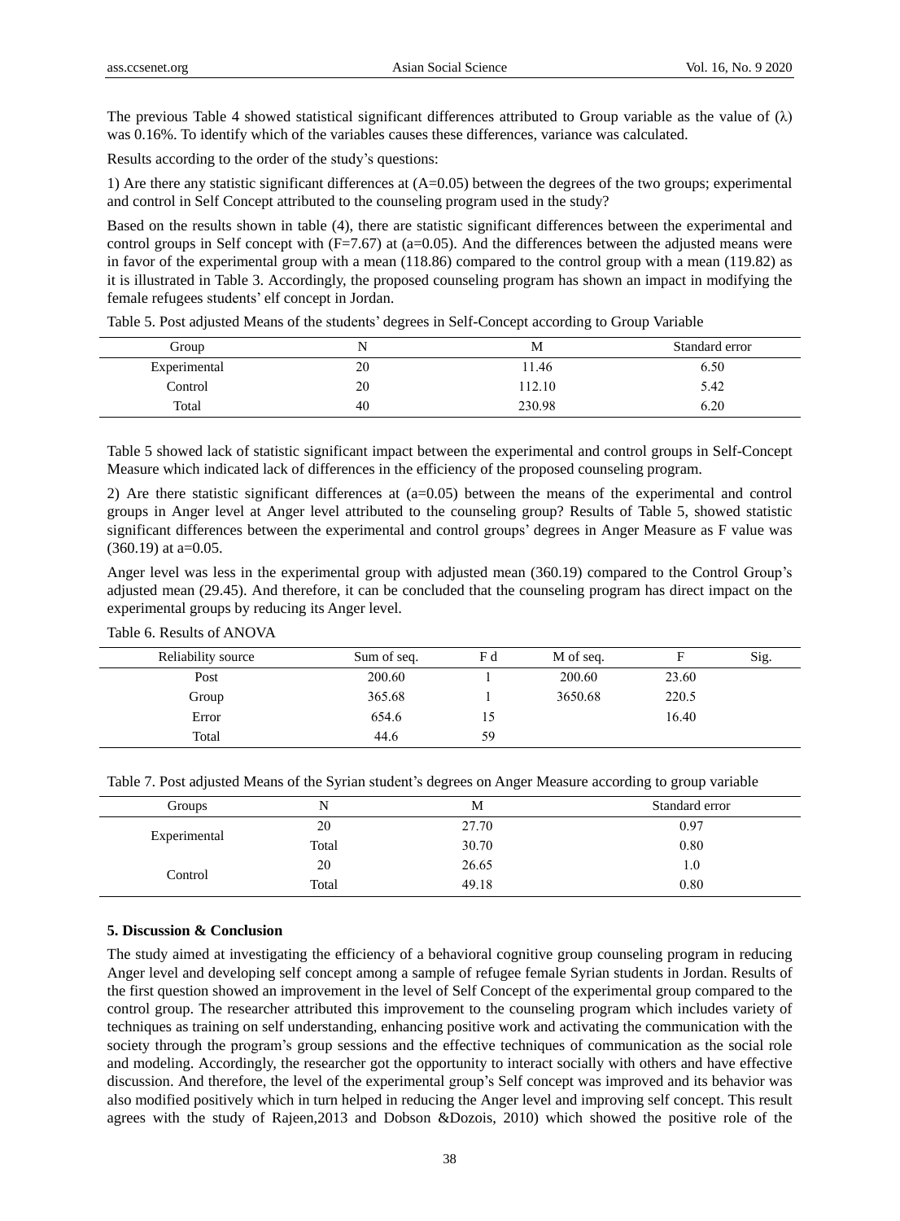The previous Table 4 showed statistical significant differences attributed to Group variable as the value of (λ) was 0.16%. To identify which of the variables causes these differences, variance was calculated.

Results according to the order of the study's questions:

1) Are there any statistic significant differences at (A=0.05) between the degrees of the two groups; experimental and control in Self Concept attributed to the counseling program used in the study?

Based on the results shown in table (4), there are statistic significant differences between the experimental and control groups in Self concept with (F=7.67) at (a=0.05). And the differences between the adjusted means were in favor of the experimental group with a mean (118.86) compared to the control group with a mean (119.82) as it is illustrated in Table 3. Accordingly, the proposed counseling program has shown an impact in modifying the female refugees students' elf concept in Jordan.

Table 5. Post adjusted Means of the students' degrees in Self-Concept according to Group Variable

| Group | N | M | Standard error |
|---|---|---|---|
| Experimental | 20 | 11.46 | 6.50 |
| Control | 20 | 112.10 | 5.42 |
| Total | 40 | 230.98 | 6.20 |

Table 5 showed lack of statistic significant impact between the experimental and control groups in Self-Concept Measure which indicated lack of differences in the efficiency of the proposed counseling program.

2) Are there statistic significant differences at (a=0.05) between the means of the experimental and control groups in Anger level at Anger level attributed to the counseling group? Results of Table 5, showed statistic significant differences between the experimental and control groups' degrees in Anger Measure as F value was (360.19) at a=0.05.

Anger level was less in the experimental group with adjusted mean (360.19) compared to the Control Group's adjusted mean (29.45). And therefore, it can be concluded that the counseling program has direct impact on the experimental groups by reducing its Anger level.

Table 6. Results of ANOVA

| Reliability source | Sum of seq. | F d | M of seq. | F | Sig. |
|---|---|---|---|---|---|
| Post | 200.60 | 1 | 200.60 | 23.60 | |
| Group | 365.68 | 1 | 3650.68 | 220.5 | |
| Error | 654.6 | 15 | | 16.40 | |
| Total | 44.6 | 59 | | | |

Table 7. Post adjusted Means of the Syrian student's degrees on Anger Measure according to group variable

| Groups | N | M | Standard error |
|---|---|---|---|
| Experimental | 20 | 27.70 | 0.97 |
| | Total | 30.70 | 0.80 |
| Control | 20 | 26.65 | 1.0 |
| | Total | 49.18 | 0.80 |

## 5. Discussion & Conclusion

The study aimed at investigating the efficiency of a behavioral cognitive group counseling program in reducing Anger level and developing self concept among a sample of refugee female Syrian students in Jordan. Results of the first question showed an improvement in the level of Self Concept of the experimental group compared to the control group. The researcher attributed this improvement to the counseling program which includes variety of techniques as training on self understanding, enhancing positive work and activating the communication with the society through the program's group sessions and the effective techniques of communication as the social role and modeling. Accordingly, the researcher got the opportunity to interact socially with others and have effective discussion. And therefore, the level of the experimental group's Self concept was improved and its behavior was also modified positively which in turn helped in reducing the Anger level and improving self concept. This result agrees with the study of Rajeen,2013 and Dobson &Dozois, 2010) which showed the positive role of the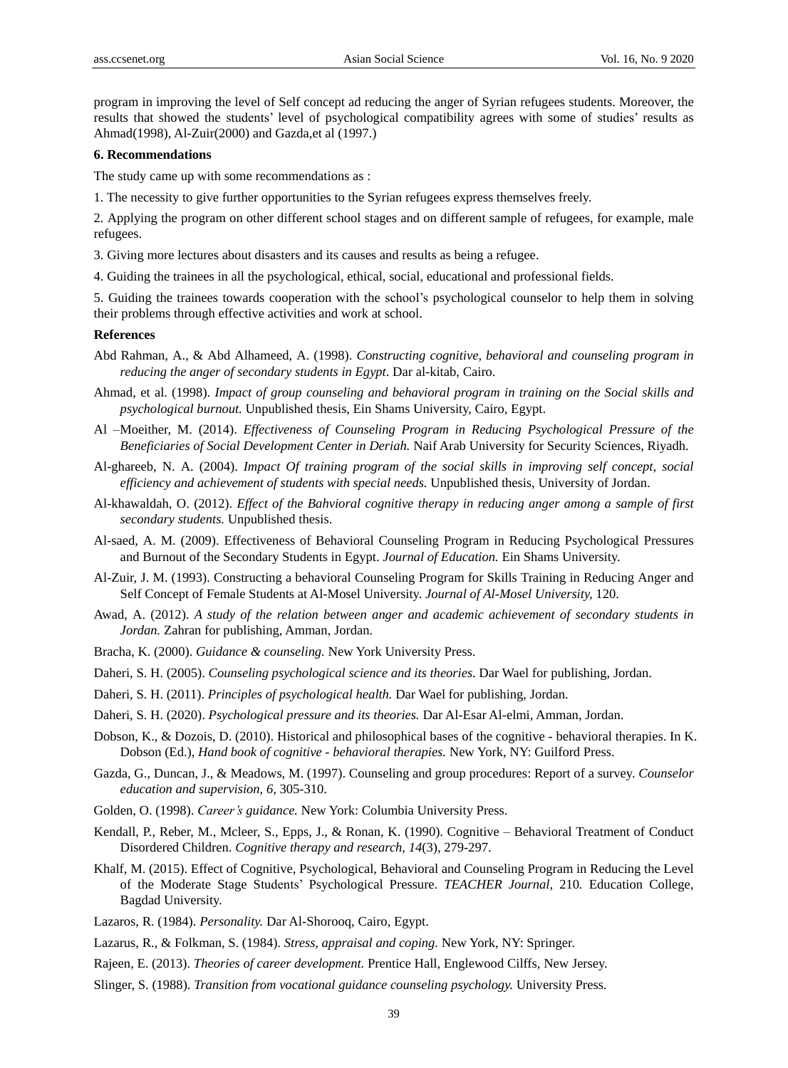program in improving the level of Self concept ad reducing the anger of Syrian refugees students. Moreover, the results that showed the students' level of psychological compatibility agrees with some of studies' results as Ahmad(1998), Al-Zuir(2000) and Gazda,et al (1997.)

## 6. Recommendations

The study came up with some recommendations as :

1. The necessity to give further opportunities to the Syrian refugees express themselves freely.

2. Applying the program on other different school stages and on different sample of refugees, for example, male refugees.

3. Giving more lectures about disasters and its causes and results as being a refugee.

4. Guiding the trainees in all the psychological, ethical, social, educational and professional fields.

5. Guiding the trainees towards cooperation with the school's psychological counselor to help them in solving their problems through effective activities and work at school.

## References

Abd Rahman, A., & Abd Alhameed, A. (1998). *Constructing cognitive, behavioral and counseling program in reducing the anger of secondary students in Egypt*. Dar al-kitab, Cairo.

Ahmad, et al. (1998). *Impact of group counseling and behavioral program in training on the Social skills and psychological burnout.* Unpublished thesis, Ein Shams University, Cairo, Egypt.

Al –Moeither, M. (2014). *Effectiveness of Counseling Program in Reducing Psychological Pressure of the Beneficiaries of Social Development Center in Deriah.* Naif Arab University for Security Sciences, Riyadh.

Al-ghareeb, N. A. (2004). *Impact Of training program of the social skills in improving self concept, social efficiency and achievement of students with special needs.* Unpublished thesis, University of Jordan.

Al-khawaldah, O. (2012). *Effect of the Bahvioral cognitive therapy in reducing anger among a sample of first secondary students.* Unpublished thesis.

Al-saed, A. M. (2009). Effectiveness of Behavioral Counseling Program in Reducing Psychological Pressures and Burnout of the Secondary Students in Egypt. *Journal of Education.* Ein Shams University.

Al-Zuir, J. M. (1993). Constructing a behavioral Counseling Program for Skills Training in Reducing Anger and Self Concept of Female Students at Al-Mosel University. *Journal of Al-Mosel University,* 120.

Awad, A. (2012). *A study of the relation between anger and academic achievement of secondary students in Jordan.* Zahran for publishing, Amman, Jordan.

Bracha, K. (2000). *Guidance & counseling.* New York University Press.

Daheri, S. H. (2005). *Counseling psychological science and its theories.* Dar Wael for publishing, Jordan.

Daheri, S. H. (2011). *Principles of psychological health.* Dar Wael for publishing, Jordan.

Daheri, S. H. (2020). *Psychological pressure and its theories.* Dar Al-Esar Al-elmi, Amman, Jordan.

Dobson, K., & Dozois, D. (2010). Historical and philosophical bases of the cognitive - behavioral therapies. In K. Dobson (Ed.), *Hand book of cognitive - behavioral therapies.* New York, NY: Guilford Press.

Gazda, G., Duncan, J., & Meadows, M. (1997). Counseling and group procedures: Report of a survey. *Counselor education and supervision, 6,* 305-310.

Golden, O. (1998). *Career's guidance.* New York: Columbia University Press.

Kendall, P., Reber, M., Mcleer, S., Epps, J., & Ronan, K. (1990). Cognitive – Behavioral Treatment of Conduct Disordered Children. *Cognitive therapy and research, 14*(3), 279-297.

Khalf, M. (2015). Effect of Cognitive, Psychological, Behavioral and Counseling Program in Reducing the Level of the Moderate Stage Students' Psychological Pressure. *TEACHER Journal,* 210. Education College, Bagdad University.

Lazaros, R. (1984). *Personality.* Dar Al-Shorooq, Cairo, Egypt.

Lazarus, R., & Folkman, S. (1984). *Stress, appraisal and coping.* New York, NY: Springer.

Rajeen, E. (2013). *Theories of career development.* Prentice Hall, Englewood Cilffs, New Jersey.

Slinger, S. (1988). *Transition from vocational guidance counseling psychology.* University Press.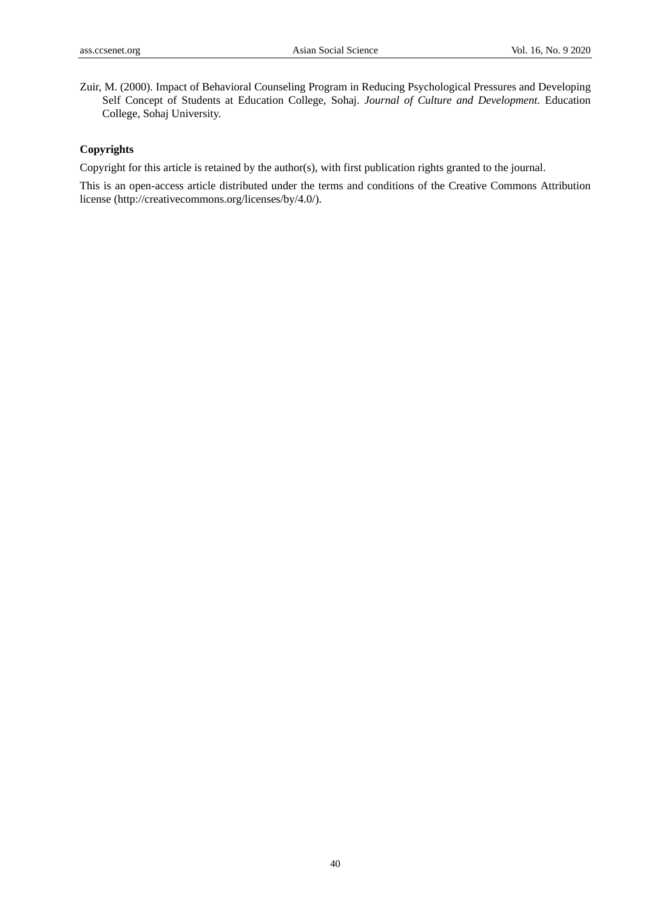Zuir, M. (2000). Impact of Behavioral Counseling Program in Reducing Psychological Pressures and Developing Self Concept of Students at Education College, Sohaj. *Journal of Culture and Development*. Education College, Sohaj University.

**Copyrights**

Copyright for this article is retained by the author(s), with first publication rights granted to the journal.

This is an open-access article distributed under the terms and conditions of the Creative Commons Attribution license (http://creativecommons.org/licenses/by/4.0/).